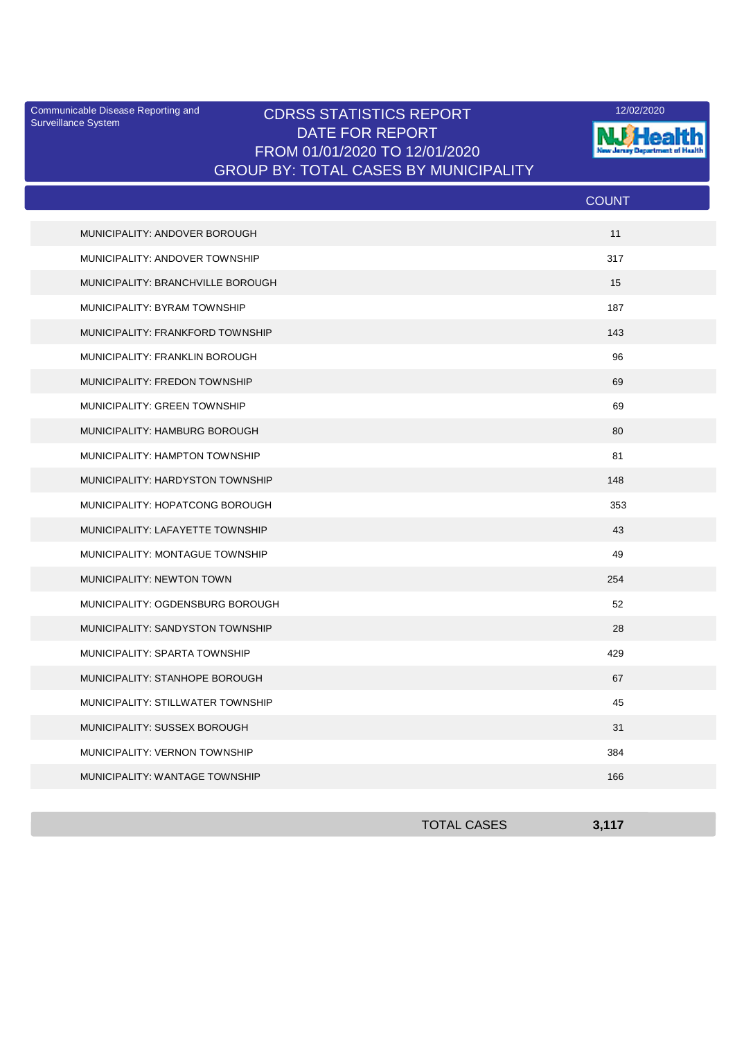Communicable Disease Reporting and Surveillance System

# CDRSS STATISTICS REPORT
## DATE FOR REPORT
## FROM 01/01/2020 TO 12/01/2020
## GROUP BY: TOTAL CASES BY MUNICIPALITY

12/02/2020

NJ Health New Jersey Department of Health

| | COUNT |
|---|---|
| MUNICIPALITY: ANDOVER BOROUGH | 11 |
| MUNICIPALITY: ANDOVER TOWNSHIP | 317 |
| MUNICIPALITY: BRANCHVILLE BOROUGH | 15 |
| MUNICIPALITY: BYRAM TOWNSHIP | 187 |
| MUNICIPALITY: FRANKFORD TOWNSHIP | 143 |
| MUNICIPALITY: FRANKLIN BOROUGH | 96 |
| MUNICIPALITY: FREDON TOWNSHIP | 69 |
| MUNICIPALITY: GREEN TOWNSHIP | 69 |
| MUNICIPALITY: HAMBURG BOROUGH | 80 |
| MUNICIPALITY: HAMPTON TOWNSHIP | 81 |
| MUNICIPALITY: HARDYSTON TOWNSHIP | 148 |
| MUNICIPALITY: HOPATCONG BOROUGH | 353 |
| MUNICIPALITY: LAFAYETTE TOWNSHIP | 43 |
| MUNICIPALITY: MONTAGUE TOWNSHIP | 49 |
| MUNICIPALITY: NEWTON TOWN | 254 |
| MUNICIPALITY: OGDENSBURG BOROUGH | 52 |
| MUNICIPALITY: SANDYSTON TOWNSHIP | 28 |
| MUNICIPALITY: SPARTA TOWNSHIP | 429 |
| MUNICIPALITY: STANHOPE BOROUGH | 67 |
| MUNICIPALITY: STILLWATER TOWNSHIP | 45 |
| MUNICIPALITY: SUSSEX BOROUGH | 31 |
| MUNICIPALITY: VERNON TOWNSHIP | 384 |
| MUNICIPALITY: WANTAGE TOWNSHIP | 166 |
| TOTAL CASES | **3,117** |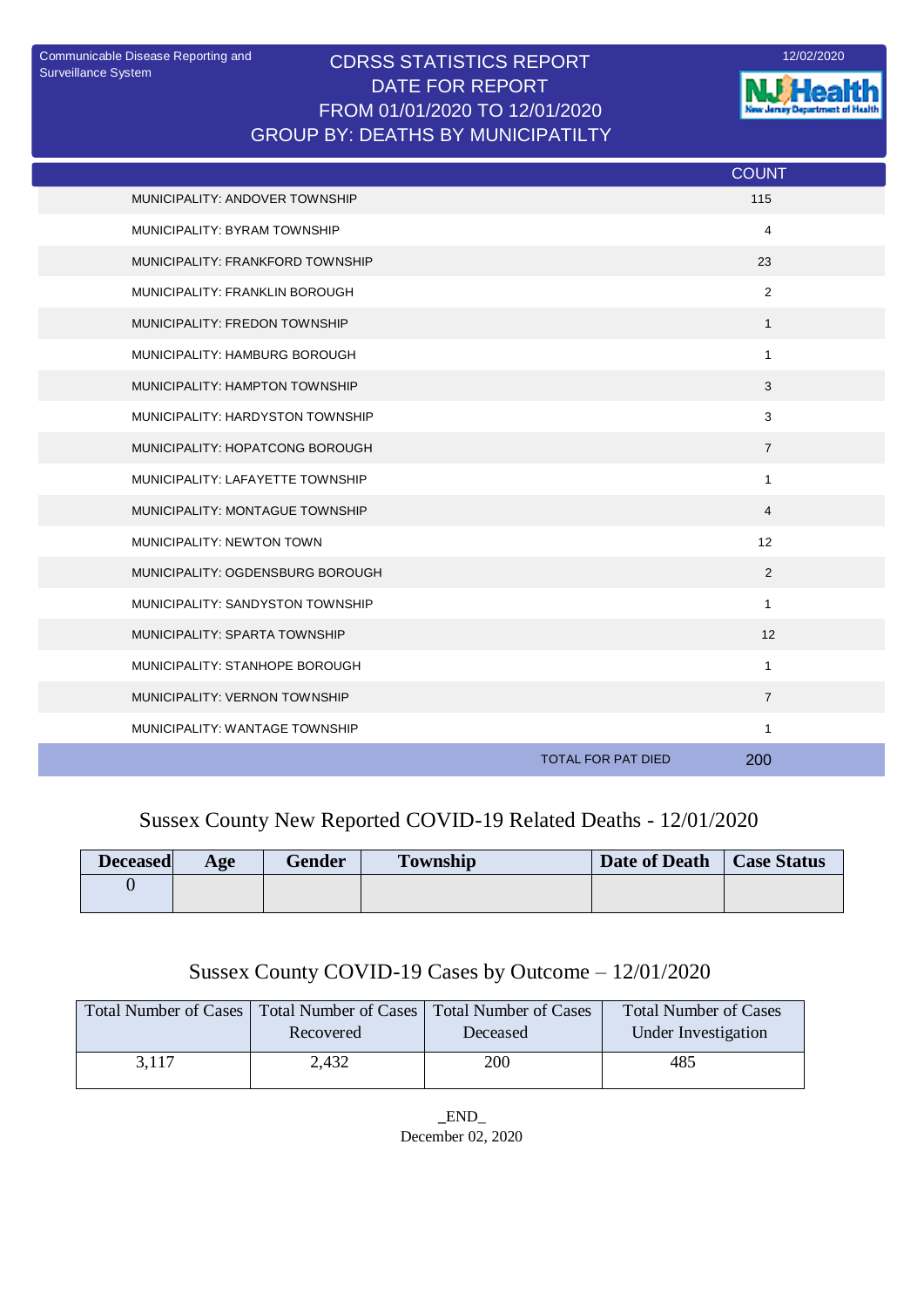Communicable Disease Reporting and Surveillance System

# CDRSS STATISTICS REPORT
DATE FOR REPORT
FROM 01/01/2020 TO 12/01/2020
GROUP BY: DEATHS BY MUNICIPATILTY

12/02/2020

| | COUNT |
|---|---|
| MUNICIPALITY: ANDOVER TOWNSHIP | 115 |
| MUNICIPALITY: BYRAM TOWNSHIP | 4 |
| MUNICIPALITY: FRANKFORD TOWNSHIP | 23 |
| MUNICIPALITY: FRANKLIN BOROUGH | 2 |
| MUNICIPALITY: FREDON TOWNSHIP | 1 |
| MUNICIPALITY: HAMBURG BOROUGH | 1 |
| MUNICIPALITY: HAMPTON TOWNSHIP | 3 |
| MUNICIPALITY: HARDYSTON TOWNSHIP | 3 |
| MUNICIPALITY: HOPATCONG BOROUGH | 7 |
| MUNICIPALITY: LAFAYETTE TOWNSHIP | 1 |
| MUNICIPALITY: MONTAGUE TOWNSHIP | 4 |
| MUNICIPALITY: NEWTON TOWN | 12 |
| MUNICIPALITY: OGDENSBURG BOROUGH | 2 |
| MUNICIPALITY: SANDYSTON TOWNSHIP | 1 |
| MUNICIPALITY: SPARTA TOWNSHIP | 12 |
| MUNICIPALITY: STANHOPE BOROUGH | 1 |
| MUNICIPALITY: VERNON TOWNSHIP | 7 |
| MUNICIPALITY: WANTAGE TOWNSHIP | 1 |
| TOTAL FOR PAT DIED | 200 |

## Sussex County New Reported COVID-19 Related Deaths - 12/01/2020

| Deceased | Age | Gender | Township | Date of Death | Case Status |
|---|---|---|---|---|---|
| 0 | | | | | |

## Sussex County COVID-19 Cases by Outcome – 12/01/2020

| Total Number of Cases | Total Number of Cases Recovered | Total Number of Cases Deceased | Total Number of Cases Under Investigation |
|---|---|---|---|
| 3,117 | 2,432 | 200 | 485 |

_END_
December 02, 2020